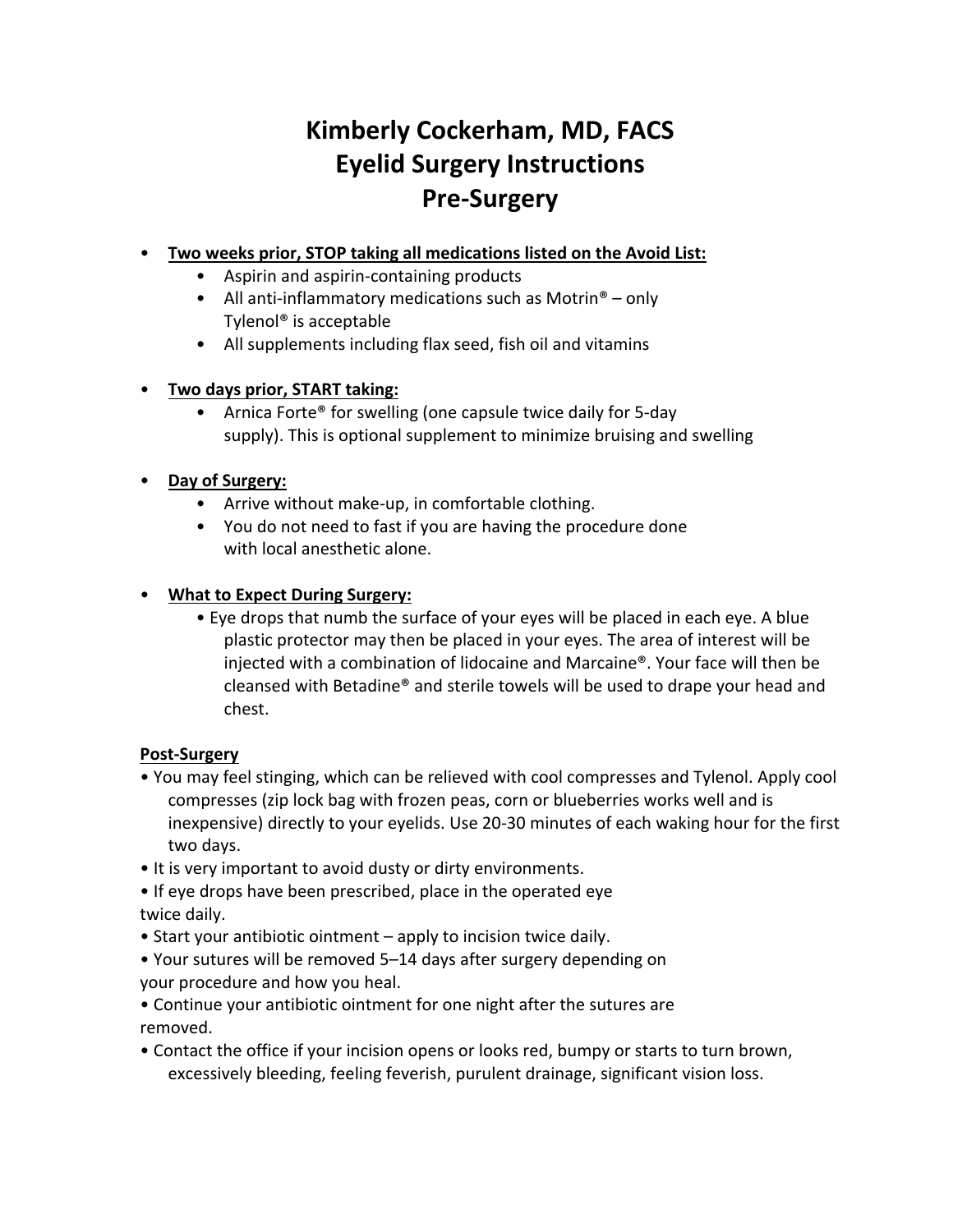# Kimberly Cockerham, MD, FACS
# Eyelid Surgery Instructions
# Pre-Surgery

- **<u>Two weeks prior, STOP taking all medications listed on the Avoid List:</u>**
  - Aspirin and aspirin-containing products
  - All anti-inflammatory medications such as Motrin® – only Tylenol® is acceptable
  - All supplements including flax seed, fish oil and vitamins

- **<u>Two days prior, START taking:</u>**
  - Arnica Forte® for swelling (one capsule twice daily for 5-day supply). This is optional supplement to minimize bruising and swelling

- **<u>Day of Surgery:</u>**
  - Arrive without make-up, in comfortable clothing.
  - You do not need to fast if you are having the procedure done with local anesthetic alone.

- **<u>What to Expect During Surgery:</u>**
  - Eye drops that numb the surface of your eyes will be placed in each eye. A blue plastic protector may then be placed in your eyes. The area of interest will be injected with a combination of lidocaine and Marcaine®. Your face will then be cleansed with Betadine® and sterile towels will be used to drape your head and chest.

## <u>Post-Surgery</u>

- You may feel stinging, which can be relieved with cool compresses and Tylenol. Apply cool compresses (zip lock bag with frozen peas, corn or blueberries works well and is inexpensive) directly to your eyelids. Use 20-30 minutes of each waking hour for the first two days.
- It is very important to avoid dusty or dirty environments.
- If eye drops have been prescribed, place in the operated eye twice daily.
- Start your antibiotic ointment – apply to incision twice daily.
- Your sutures will be removed 5–14 days after surgery depending on your procedure and how you heal.
- Continue your antibiotic ointment for one night after the sutures are removed.
- Contact the office if your incision opens or looks red, bumpy or starts to turn brown, excessively bleeding, feeling feverish, purulent drainage, significant vision loss.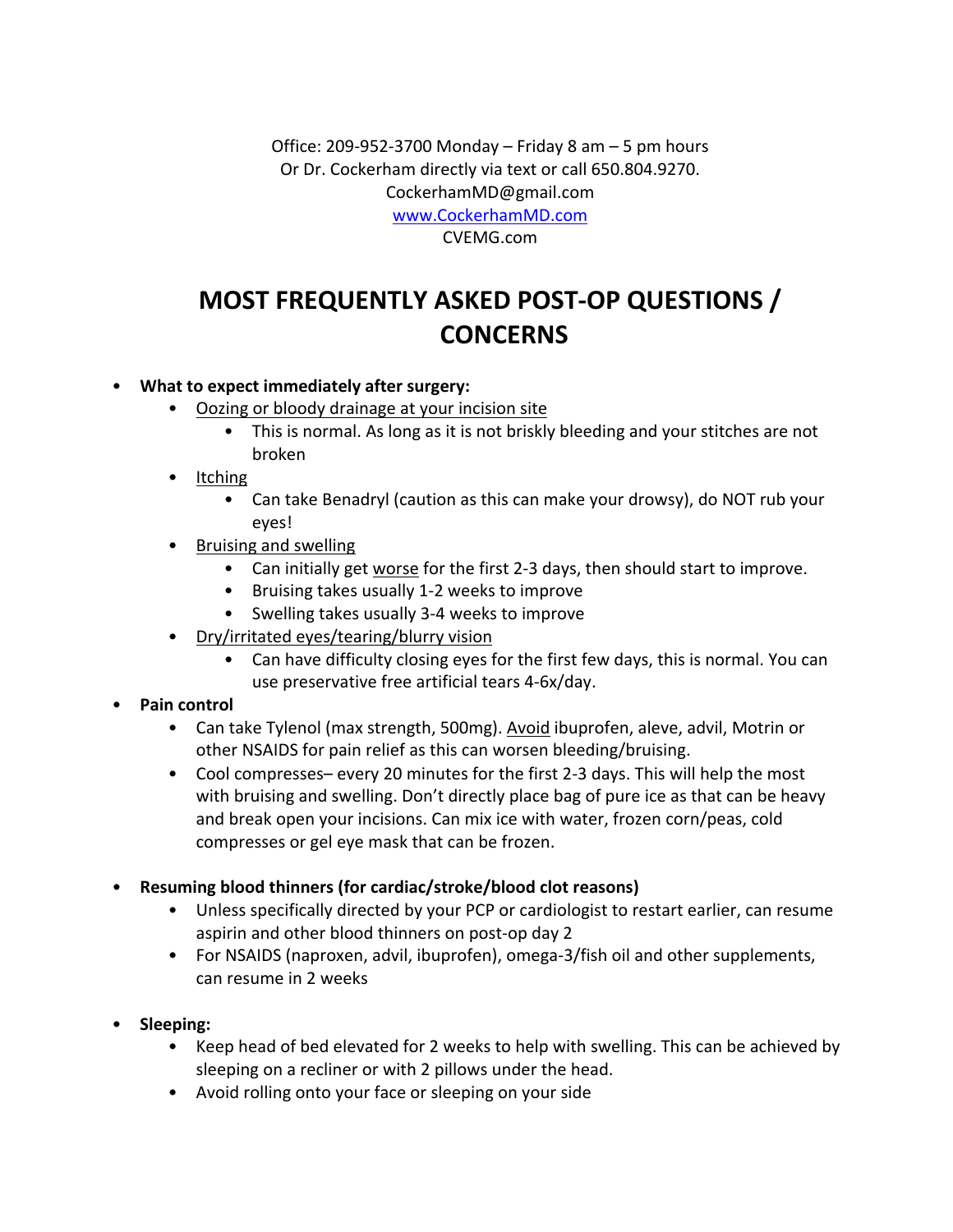Office: 209-952-3700 Monday – Friday 8 am – 5 pm hours
Or Dr. Cockerham directly via text or call 650.804.9270.
CockerhamMD@gmail.com
[www.CockerhamMD.com](http://www.CockerhamMD.com)
CVEMG.com

# MOST FREQUENTLY ASKED POST-OP QUESTIONS / CONCERNS

- **What to expect immediately after surgery:**
  - Oozing or bloody drainage at your incision site
    - This is normal. As long as it is not briskly bleeding and your stitches are not broken
  - Itching
    - Can take Benadryl (caution as this can make your drowsy), do NOT rub your eyes!
  - Bruising and swelling
    - Can initially get worse for the first 2-3 days, then should start to improve.
    - Bruising takes usually 1-2 weeks to improve
    - Swelling takes usually 3-4 weeks to improve
  - Dry/irritated eyes/tearing/blurry vision
    - Can have difficulty closing eyes for the first few days, this is normal. You can use preservative free artificial tears 4-6x/day.
- **Pain control**
  - Can take Tylenol (max strength, 500mg). Avoid ibuprofen, aleve, advil, Motrin or other NSAIDS for pain relief as this can worsen bleeding/bruising.
  - Cool compresses– every 20 minutes for the first 2-3 days. This will help the most with bruising and swelling. Don't directly place bag of pure ice as that can be heavy and break open your incisions. Can mix ice with water, frozen corn/peas, cold compresses or gel eye mask that can be frozen.

- **Resuming blood thinners (for cardiac/stroke/blood clot reasons)**
  - Unless specifically directed by your PCP or cardiologist to restart earlier, can resume aspirin and other blood thinners on post-op day 2
  - For NSAIDS (naproxen, advil, ibuprofen), omega-3/fish oil and other supplements, can resume in 2 weeks

- **Sleeping:**
  - Keep head of bed elevated for 2 weeks to help with swelling. This can be achieved by sleeping on a recliner or with 2 pillows under the head.
  - Avoid rolling onto your face or sleeping on your side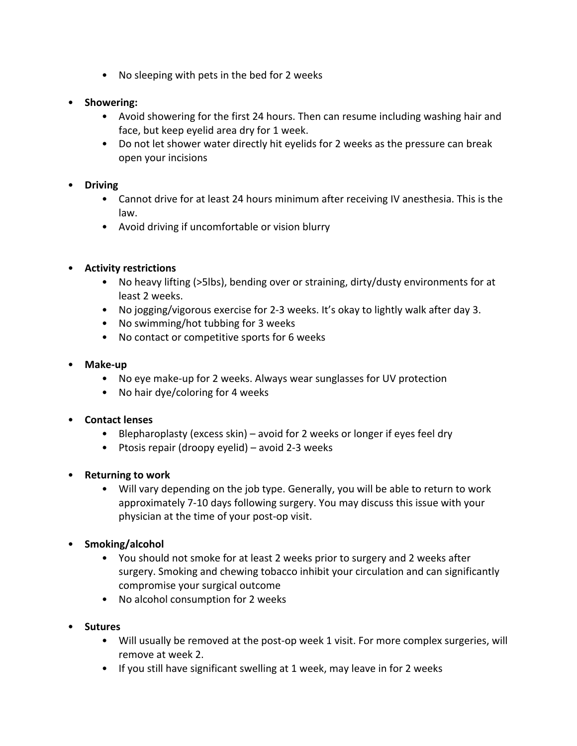- No sleeping with pets in the bed for 2 weeks

- **Showering:**
  - Avoid showering for the first 24 hours. Then can resume including washing hair and face, but keep eyelid area dry for 1 week.
  - Do not let shower water directly hit eyelids for 2 weeks as the pressure can break open your incisions

- **Driving**
  - Cannot drive for at least 24 hours minimum after receiving IV anesthesia. This is the law.
  - Avoid driving if uncomfortable or vision blurry

- **Activity restrictions**
  - No heavy lifting (>5lbs), bending over or straining, dirty/dusty environments for at least 2 weeks.
  - No jogging/vigorous exercise for 2-3 weeks. It's okay to lightly walk after day 3.
  - No swimming/hot tubbing for 3 weeks
  - No contact or competitive sports for 6 weeks

- **Make-up**
  - No eye make-up for 2 weeks. Always wear sunglasses for UV protection
  - No hair dye/coloring for 4 weeks

- **Contact lenses**
  - Blepharoplasty (excess skin) – avoid for 2 weeks or longer if eyes feel dry
  - Ptosis repair (droopy eyelid) – avoid 2-3 weeks

- **Returning to work**
  - Will vary depending on the job type. Generally, you will be able to return to work approximately 7-10 days following surgery. You may discuss this issue with your physician at the time of your post-op visit.

- **Smoking/alcohol**
  - You should not smoke for at least 2 weeks prior to surgery and 2 weeks after surgery. Smoking and chewing tobacco inhibit your circulation and can significantly compromise your surgical outcome
  - No alcohol consumption for 2 weeks

- **Sutures**
  - Will usually be removed at the post-op week 1 visit. For more complex surgeries, will remove at week 2.
  - If you still have significant swelling at 1 week, may leave in for 2 weeks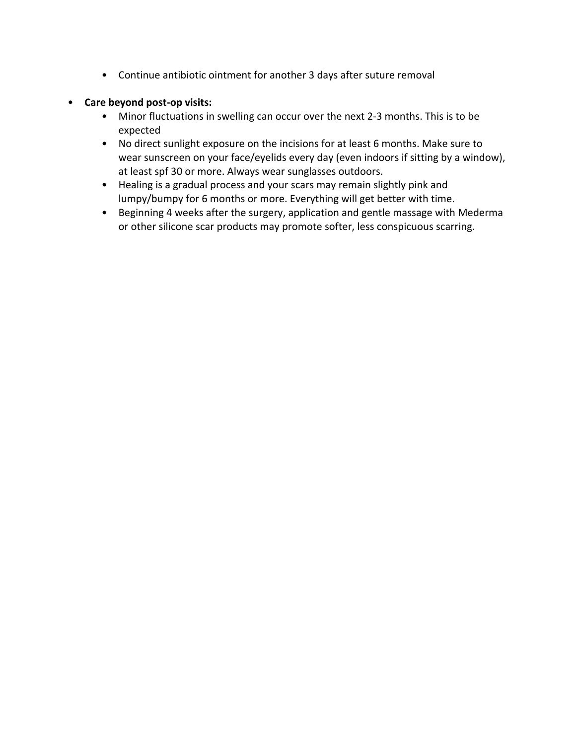- Continue antibiotic ointment for another 3 days after suture removal

- **Care beyond post-op visits:**
    - Minor fluctuations in swelling can occur over the next 2-3 months. This is to be expected
    - No direct sunlight exposure on the incisions for at least 6 months. Make sure to wear sunscreen on your face/eyelids every day (even indoors if sitting by a window), at least spf 30 or more. Always wear sunglasses outdoors.
    - Healing is a gradual process and your scars may remain slightly pink and lumpy/bumpy for 6 months or more. Everything will get better with time.
    - Beginning 4 weeks after the surgery, application and gentle massage with Mederma or other silicone scar products may promote softer, less conspicuous scarring.